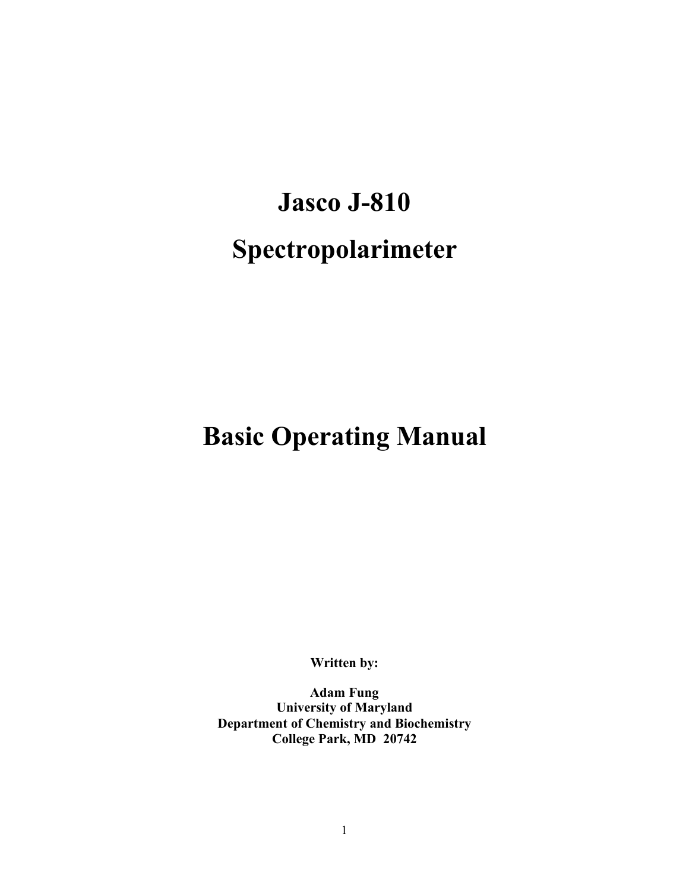# Jasco J-810

# Spectropolarimeter

# Basic Operating Manual

**Written by:**

**Adam Fung**
**University of Maryland**
**Department of Chemistry and Biochemistry**
**College Park, MD 20742**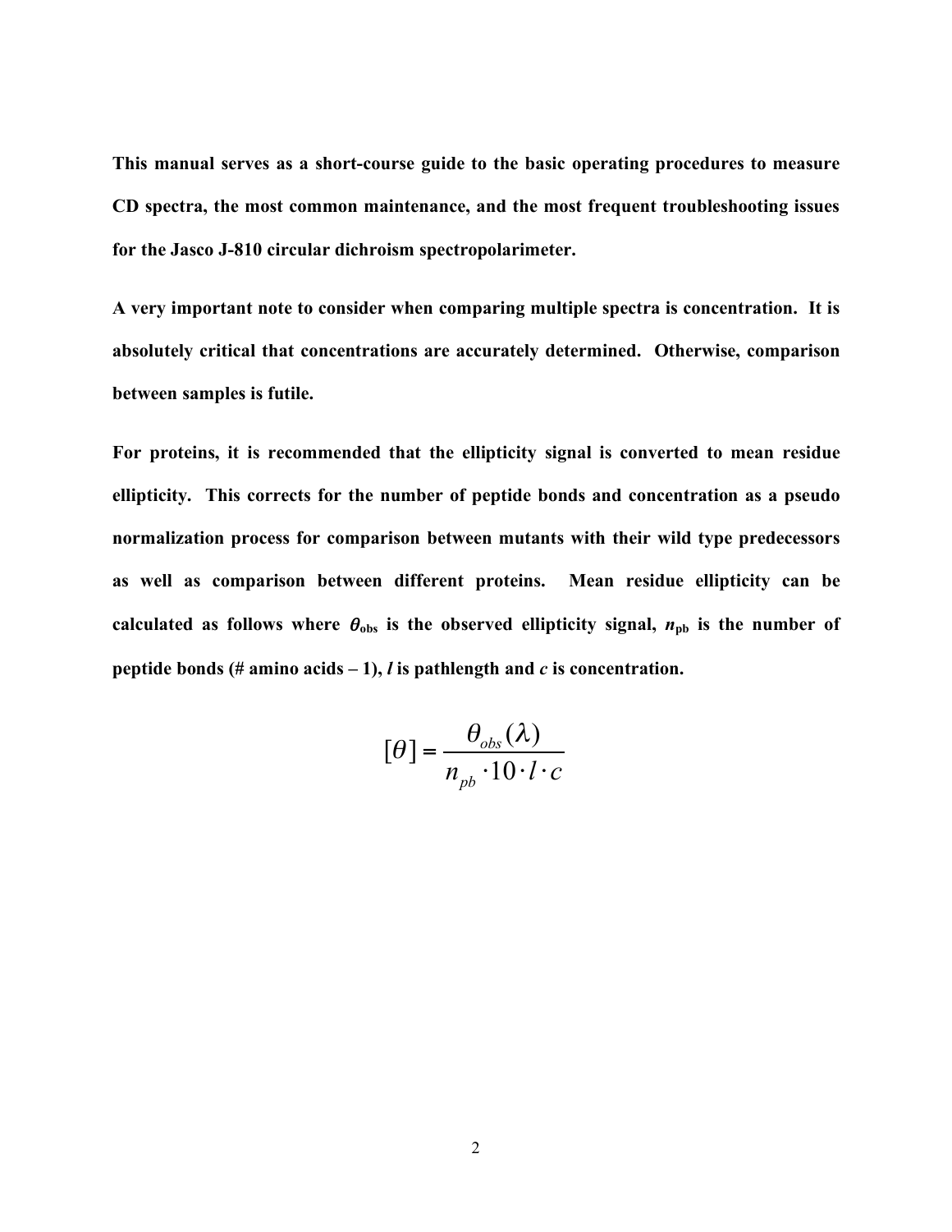**This manual serves as a short-course guide to the basic operating procedures to measure CD spectra, the most common maintenance, and the most frequent troubleshooting issues for the Jasco J-810 circular dichroism spectropolarimeter.**

**A very important note to consider when comparing multiple spectra is concentration. It is absolutely critical that concentrations are accurately determined. Otherwise, comparison between samples is futile.**

**For proteins, it is recommended that the ellipticity signal is converted to mean residue ellipticity. This corrects for the number of peptide bonds and concentration as a pseudo normalization process for comparison between mutants with their wild type predecessors as well as comparison between different proteins. Mean residue ellipticity can be calculated as follows where $\theta_{obs}$ is the observed ellipticity signal, $n_{pb}$ is the number of peptide bonds (# amino acids – 1), $l$ is pathlength and $c$ is concentration.**

$$[\theta] = \frac{\theta_{obs}(\lambda)}{n_{pb} \cdot 10 \cdot l \cdot c}$$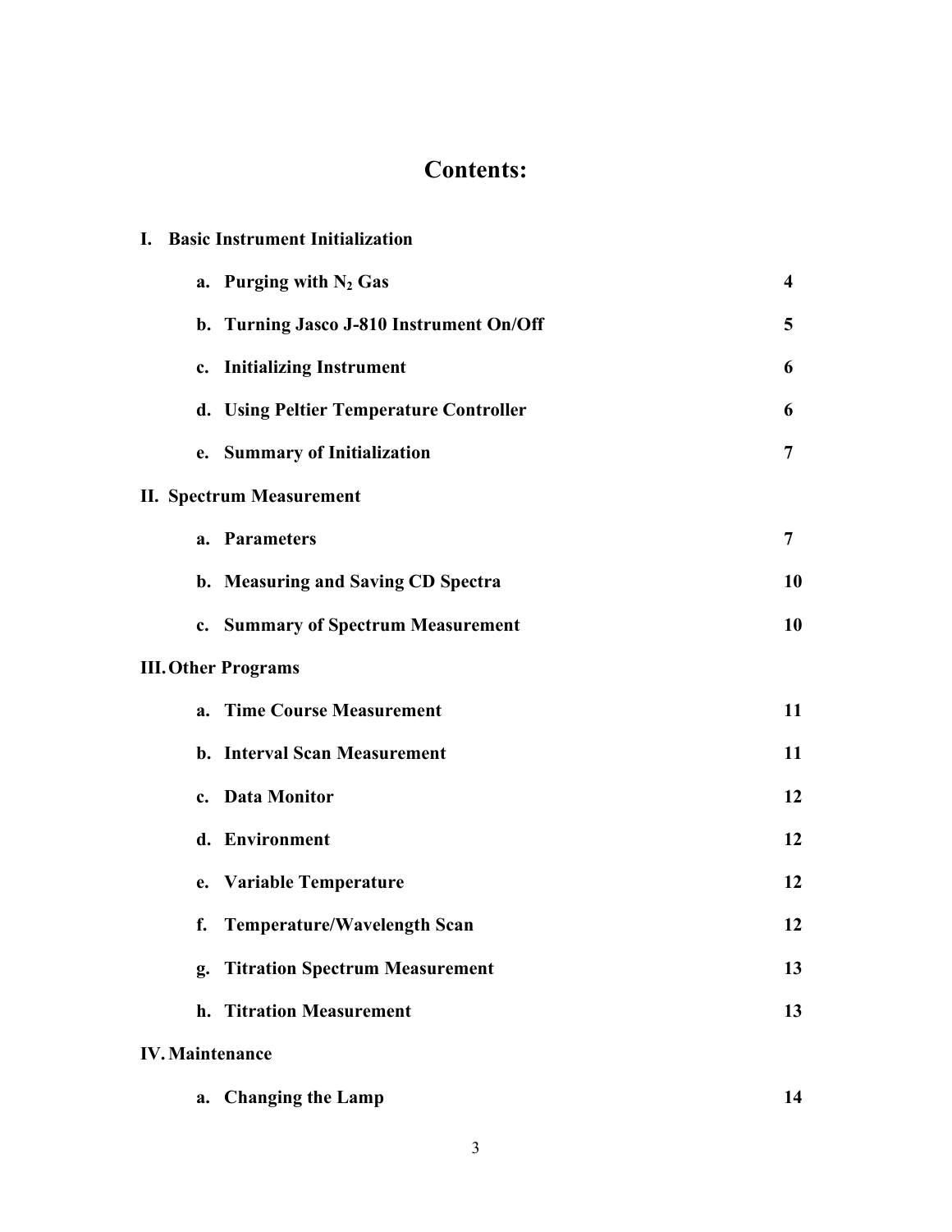# Contents:

**I. Basic Instrument Initialization**

| | |
|---|---|
| **a. Purging with $N_2$ Gas** | **4** |
| **b. Turning Jasco J-810 Instrument On/Off** | **5** |
| **c. Initializing Instrument** | **6** |
| **d. Using Peltier Temperature Controller** | **6** |
| **e. Summary of Initialization** | **7** |

**II. Spectrum Measurement**

| | |
|---|---|
| **a. Parameters** | **7** |
| **b. Measuring and Saving CD Spectra** | **10** |
| **c. Summary of Spectrum Measurement** | **10** |

**III. Other Programs**

| | |
|---|---|
| **a. Time Course Measurement** | **11** |
| **b. Interval Scan Measurement** | **11** |
| **c. Data Monitor** | **12** |
| **d. Environment** | **12** |
| **e. Variable Temperature** | **12** |
| **f. Temperature/Wavelength Scan** | **12** |
| **g. Titration Spectrum Measurement** | **13** |
| **h. Titration Measurement** | **13** |

**IV. Maintenance**

| | |
|---|---|
| **a. Changing the Lamp** | **14** |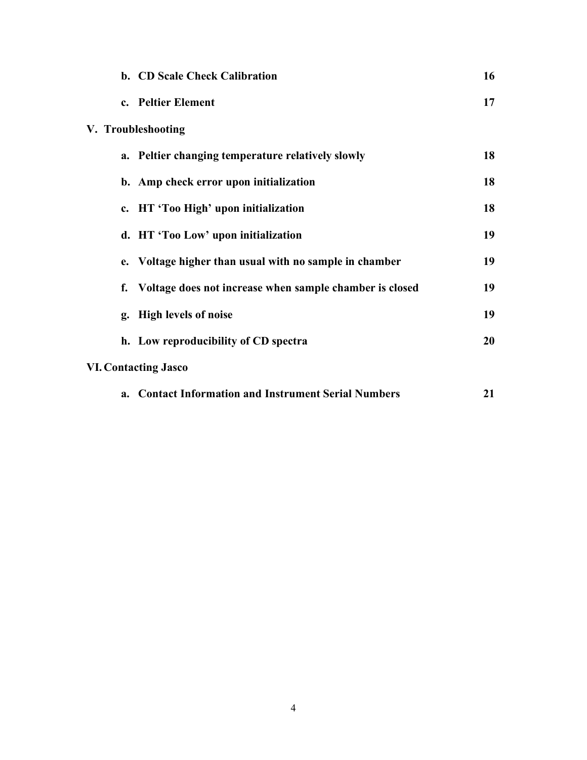**b. CD Scale Check Calibration** **16**

**c. Peltier Element** **17**

**V. Troubleshooting**

**a. Peltier changing temperature relatively slowly** **18**

**b. Amp check error upon initialization** **18**

**c. HT 'Too High' upon initialization** **18**

**d. HT 'Too Low' upon initialization** **19**

**e. Voltage higher than usual with no sample in chamber** **19**

**f. Voltage does not increase when sample chamber is closed** **19**

**g. High levels of noise** **19**

**h. Low reproducibility of CD spectra** **20**

**VI. Contacting Jasco**

**a. Contact Information and Instrument Serial Numbers** **21**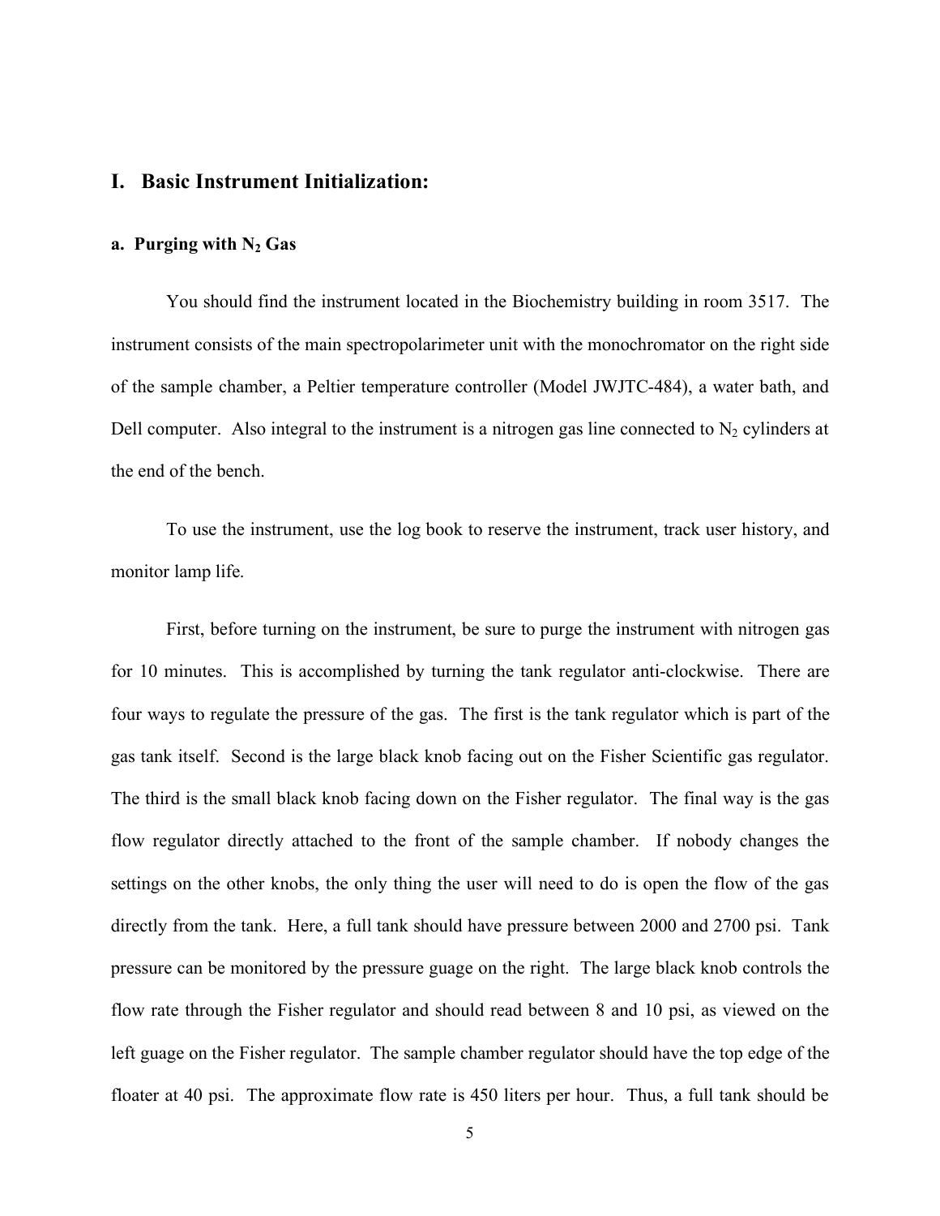# I. Basic Instrument Initialization:

## a. Purging with $N_2$ Gas

You should find the instrument located in the Biochemistry building in room 3517. The instrument consists of the main spectropolarimeter unit with the monochromator on the right side of the sample chamber, a Peltier temperature controller (Model JWJTC-484), a water bath, and Dell computer. Also integral to the instrument is a nitrogen gas line connected to $N_2$ cylinders at the end of the bench.

To use the instrument, use the log book to reserve the instrument, track user history, and monitor lamp life.

First, before turning on the instrument, be sure to purge the instrument with nitrogen gas for 10 minutes. This is accomplished by turning the tank regulator anti-clockwise. There are four ways to regulate the pressure of the gas. The first is the tank regulator which is part of the gas tank itself. Second is the large black knob facing out on the Fisher Scientific gas regulator. The third is the small black knob facing down on the Fisher regulator. The final way is the gas flow regulator directly attached to the front of the sample chamber. If nobody changes the settings on the other knobs, the only thing the user will need to do is open the flow of the gas directly from the tank. Here, a full tank should have pressure between 2000 and 2700 psi. Tank pressure can be monitored by the pressure guage on the right. The large black knob controls the flow rate through the Fisher regulator and should read between 8 and 10 psi, as viewed on the left guage on the Fisher regulator. The sample chamber regulator should have the top edge of the floater at 40 psi. The approximate flow rate is 450 liters per hour. Thus, a full tank should be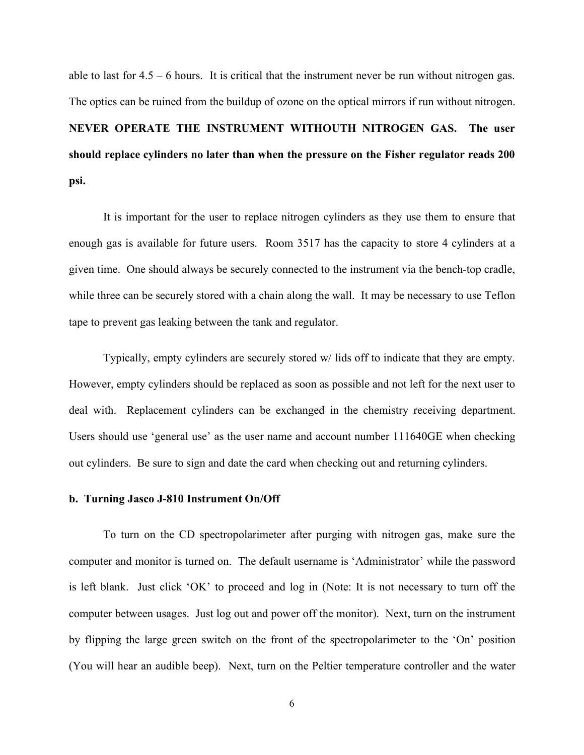able to last for 4.5 – 6 hours. It is critical that the instrument never be run without nitrogen gas. The optics can be ruined from the buildup of ozone on the optical mirrors if run without nitrogen. **NEVER OPERATE THE INSTRUMENT WITHOUTH NITROGEN GAS. The user should replace cylinders no later than when the pressure on the Fisher regulator reads 200 psi.**

It is important for the user to replace nitrogen cylinders as they use them to ensure that enough gas is available for future users. Room 3517 has the capacity to store 4 cylinders at a given time. One should always be securely connected to the instrument via the bench-top cradle, while three can be securely stored with a chain along the wall. It may be necessary to use Teflon tape to prevent gas leaking between the tank and regulator.

Typically, empty cylinders are securely stored w/ lids off to indicate that they are empty. However, empty cylinders should be replaced as soon as possible and not left for the next user to deal with. Replacement cylinders can be exchanged in the chemistry receiving department. Users should use 'general use' as the user name and account number 111640GE when checking out cylinders. Be sure to sign and date the card when checking out and returning cylinders.

### b. Turning Jasco J-810 Instrument On/Off

To turn on the CD spectropolarimeter after purging with nitrogen gas, make sure the computer and monitor is turned on. The default username is 'Administrator' while the password is left blank. Just click 'OK' to proceed and log in (Note: It is not necessary to turn off the computer between usages. Just log out and power off the monitor). Next, turn on the instrument by flipping the large green switch on the front of the spectropolarimeter to the 'On' position (You will hear an audible beep). Next, turn on the Peltier temperature controller and the water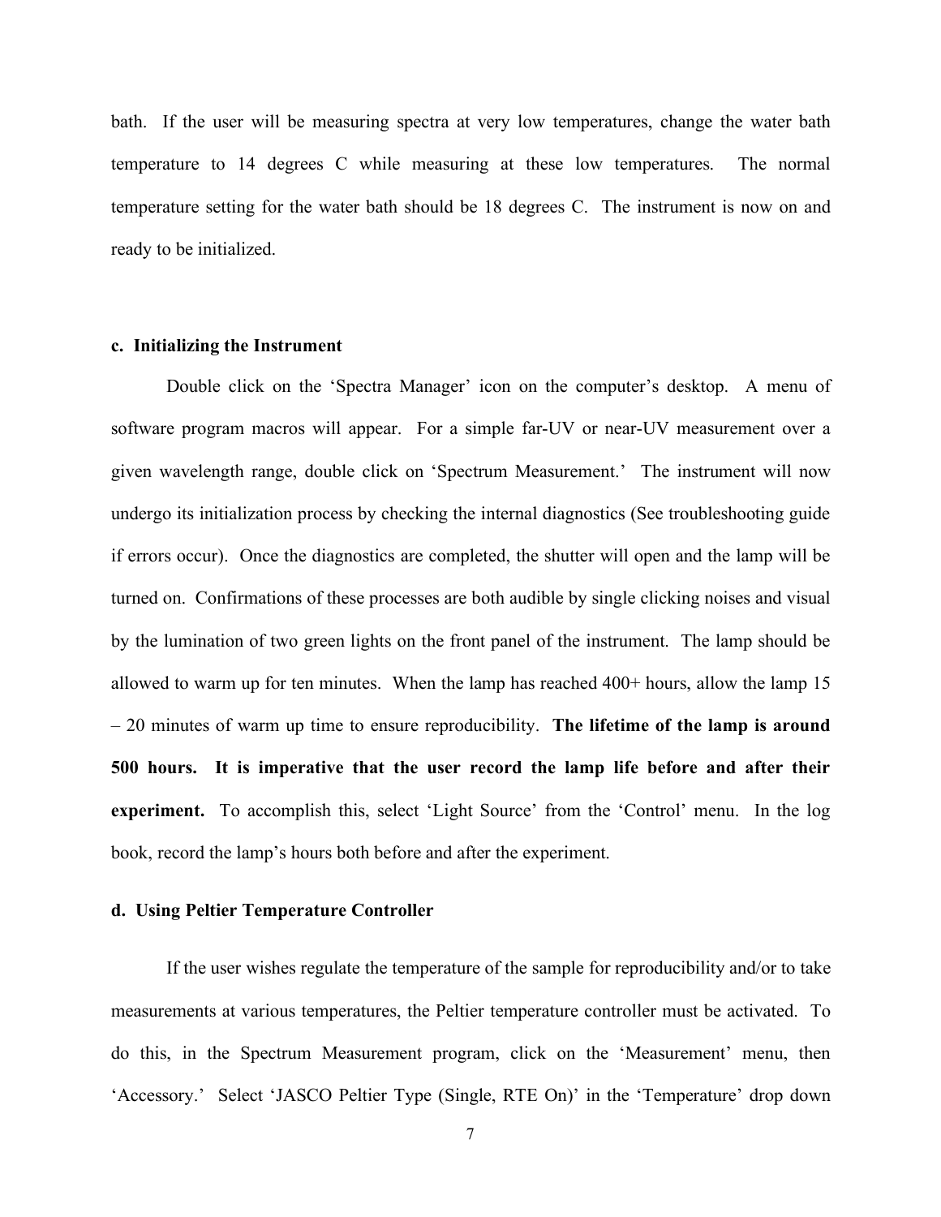bath. If the user will be measuring spectra at very low temperatures, change the water bath temperature to 14 degrees C while measuring at these low temperatures. The normal temperature setting for the water bath should be 18 degrees C. The instrument is now on and ready to be initialized.

**c. Initializing the Instrument**

Double click on the 'Spectra Manager' icon on the computer's desktop. A menu of software program macros will appear. For a simple far-UV or near-UV measurement over a given wavelength range, double click on 'Spectrum Measurement.' The instrument will now undergo its initialization process by checking the internal diagnostics (See troubleshooting guide if errors occur). Once the diagnostics are completed, the shutter will open and the lamp will be turned on. Confirmations of these processes are both audible by single clicking noises and visual by the lumination of two green lights on the front panel of the instrument. The lamp should be allowed to warm up for ten minutes. When the lamp has reached 400+ hours, allow the lamp 15 – 20 minutes of warm up time to ensure reproducibility. **The lifetime of the lamp is around 500 hours. It is imperative that the user record the lamp life before and after their experiment.** To accomplish this, select 'Light Source' from the 'Control' menu. In the log book, record the lamp's hours both before and after the experiment.

**d. Using Peltier Temperature Controller**

If the user wishes regulate the temperature of the sample for reproducibility and/or to take measurements at various temperatures, the Peltier temperature controller must be activated. To do this, in the Spectrum Measurement program, click on the 'Measurement' menu, then 'Accessory.' Select 'JASCO Peltier Type (Single, RTE On)' in the 'Temperature' drop down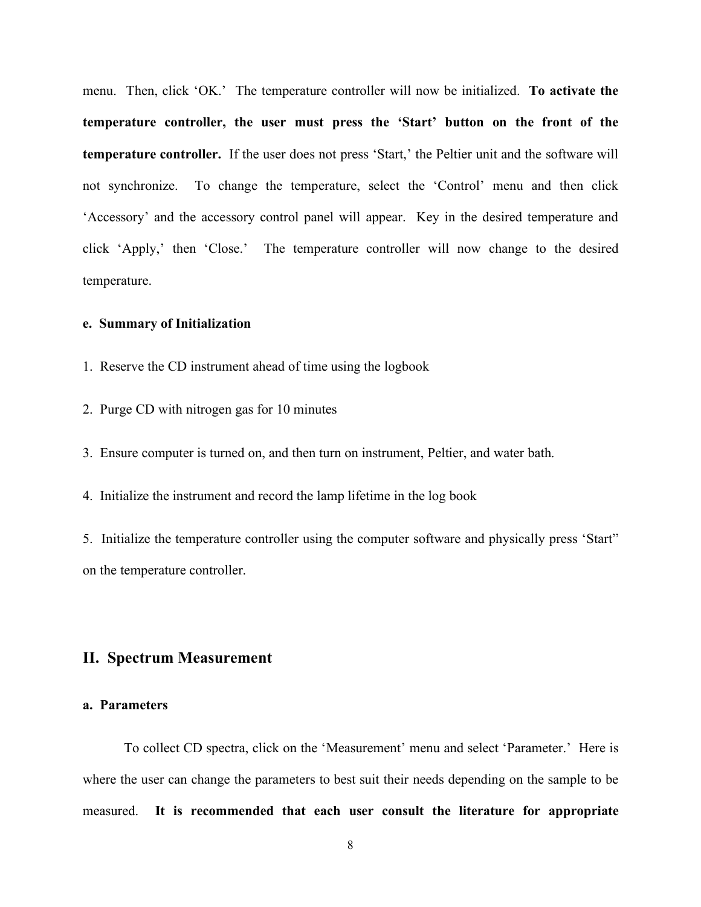menu. Then, click ‘OK.’ The temperature controller will now be initialized. **To activate the temperature controller, the user must press the ‘Start’ button on the front of the temperature controller.** If the user does not press ‘Start,’ the Peltier unit and the software will not synchronize. To change the temperature, select the ‘Control’ menu and then click ‘Accessory’ and the accessory control panel will appear. Key in the desired temperature and click ‘Apply,’ then ‘Close.’ The temperature controller will now change to the desired temperature.

#### e. Summary of Initialization

1. Reserve the CD instrument ahead of time using the logbook
2. Purge CD with nitrogen gas for 10 minutes
3. Ensure computer is turned on, and then turn on instrument, Peltier, and water bath.
4. Initialize the instrument and record the lamp lifetime in the log book
5. Initialize the temperature controller using the computer software and physically press ‘Start” on the temperature controller.

## II. Spectrum Measurement

#### a. Parameters

To collect CD spectra, click on the ‘Measurement’ menu and select ‘Parameter.’ Here is where the user can change the parameters to best suit their needs depending on the sample to be measured. **It is recommended that each user consult the literature for appropriate**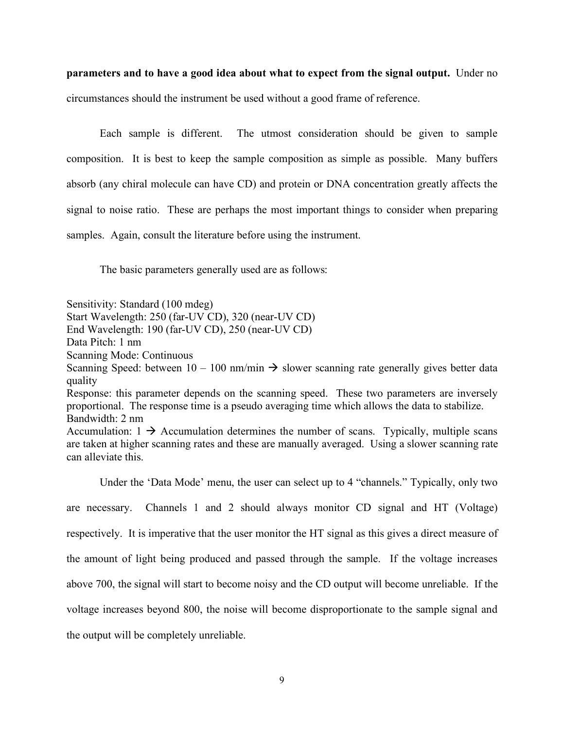**parameters and to have a good idea about what to expect from the signal output.** Under no circumstances should the instrument be used without a good frame of reference.

Each sample is different. The utmost consideration should be given to sample composition. It is best to keep the sample composition as simple as possible. Many buffers absorb (any chiral molecule can have CD) and protein or DNA concentration greatly affects the signal to noise ratio. These are perhaps the most important things to consider when preparing samples. Again, consult the literature before using the instrument.

The basic parameters generally used are as follows:

Sensitivity: Standard (100 mdeg)
Start Wavelength: 250 (far-UV CD), 320 (near-UV CD)
End Wavelength: 190 (far-UV CD), 250 (near-UV CD)
Data Pitch: 1 nm
Scanning Mode: Continuous
Scanning Speed: between 10 – 100 nm/min → slower scanning rate generally gives better data quality
Response: this parameter depends on the scanning speed. These two parameters are inversely proportional. The response time is a pseudo averaging time which allows the data to stabilize.
Bandwidth: 2 nm
Accumulation: 1 → Accumulation determines the number of scans. Typically, multiple scans are taken at higher scanning rates and these are manually averaged. Using a slower scanning rate can alleviate this.

Under the 'Data Mode' menu, the user can select up to 4 "channels." Typically, only two are necessary. Channels 1 and 2 should always monitor CD signal and HT (Voltage) respectively. It is imperative that the user monitor the HT signal as this gives a direct measure of the amount of light being produced and passed through the sample. If the voltage increases above 700, the signal will start to become noisy and the CD output will become unreliable. If the voltage increases beyond 800, the noise will become disproportionate to the sample signal and the output will be completely unreliable.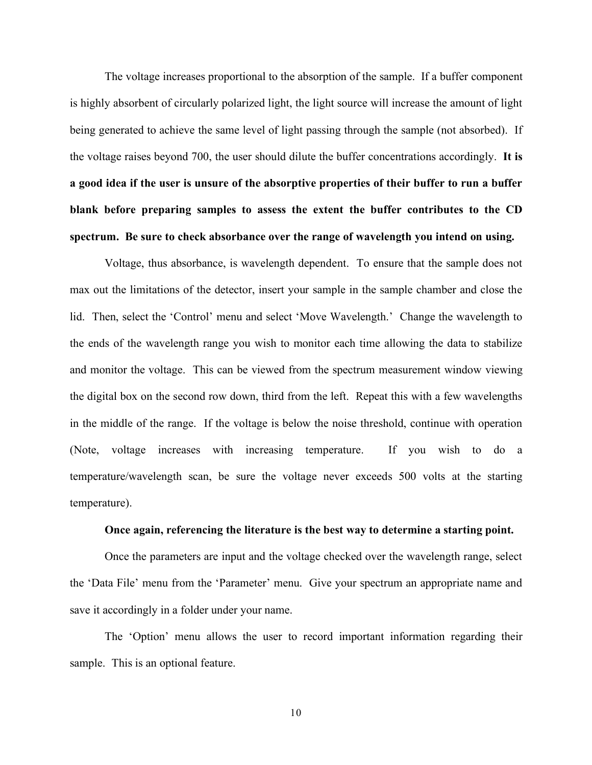The voltage increases proportional to the absorption of the sample. If a buffer component is highly absorbent of circularly polarized light, the light source will increase the amount of light being generated to achieve the same level of light passing through the sample (not absorbed). If the voltage raises beyond 700, the user should dilute the buffer concentrations accordingly. **It is a good idea if the user is unsure of the absorptive properties of their buffer to run a buffer blank before preparing samples to assess the extent the buffer contributes to the CD spectrum. Be sure to check absorbance over the range of wavelength you intend on using.**

Voltage, thus absorbance, is wavelength dependent. To ensure that the sample does not max out the limitations of the detector, insert your sample in the sample chamber and close the lid. Then, select the 'Control' menu and select 'Move Wavelength.' Change the wavelength to the ends of the wavelength range you wish to monitor each time allowing the data to stabilize and monitor the voltage. This can be viewed from the spectrum measurement window viewing the digital box on the second row down, third from the left. Repeat this with a few wavelengths in the middle of the range. If the voltage is below the noise threshold, continue with operation (Note, voltage increases with increasing temperature. If you wish to do a temperature/wavelength scan, be sure the voltage never exceeds 500 volts at the starting temperature).

**Once again, referencing the literature is the best way to determine a starting point.**

Once the parameters are input and the voltage checked over the wavelength range, select the 'Data File' menu from the 'Parameter' menu. Give your spectrum an appropriate name and save it accordingly in a folder under your name.

The 'Option' menu allows the user to record important information regarding their sample. This is an optional feature.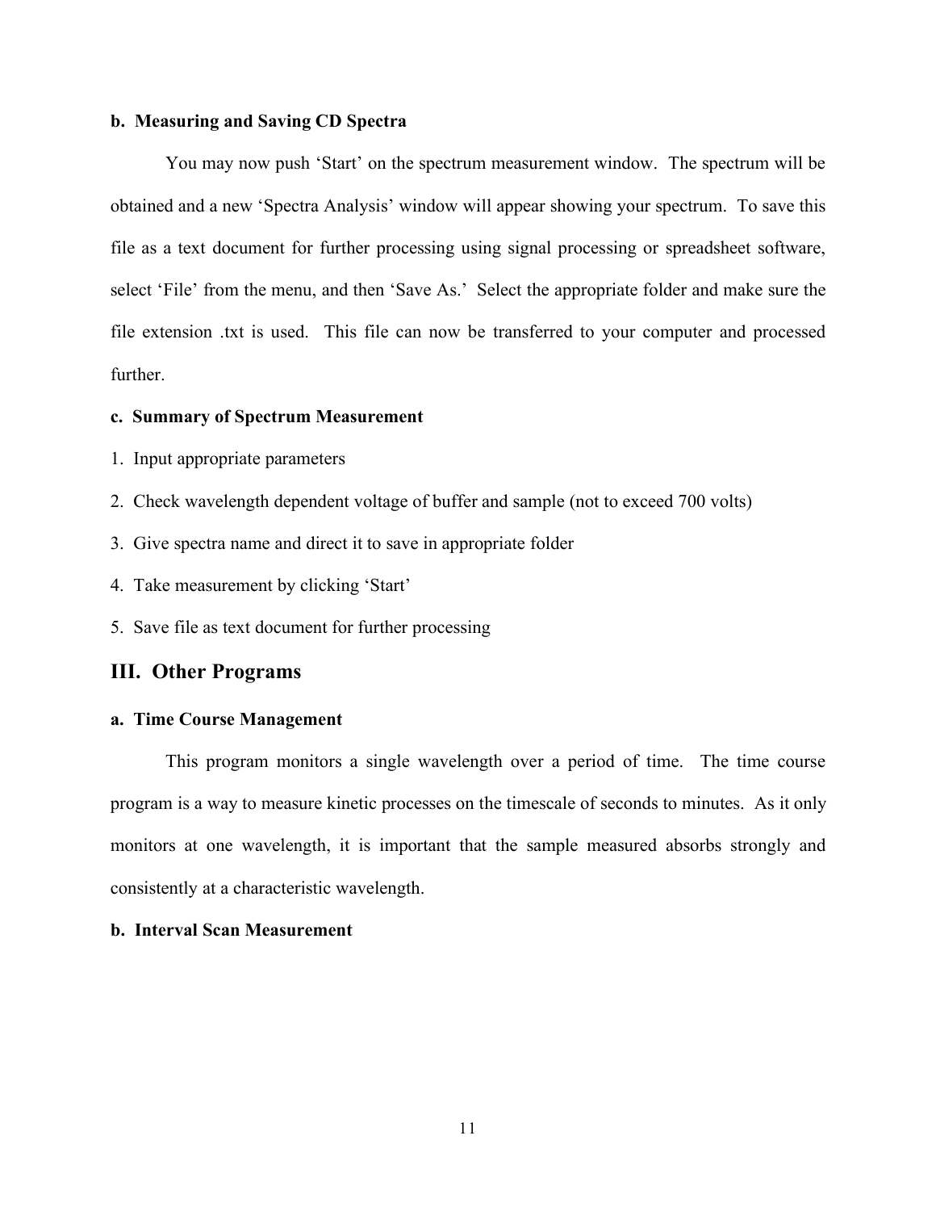### b. Measuring and Saving CD Spectra

You may now push ‘Start’ on the spectrum measurement window. The spectrum will be obtained and a new ‘Spectra Analysis’ window will appear showing your spectrum. To save this file as a text document for further processing using signal processing or spreadsheet software, select ‘File’ from the menu, and then ‘Save As.’ Select the appropriate folder and make sure the file extension .txt is used. This file can now be transferred to your computer and processed further.

### c. Summary of Spectrum Measurement

1. Input appropriate parameters
2. Check wavelength dependent voltage of buffer and sample (not to exceed 700 volts)
3. Give spectra name and direct it to save in appropriate folder
4. Take measurement by clicking ‘Start’
5. Save file as text document for further processing

## III. Other Programs

### a. Time Course Management

This program monitors a single wavelength over a period of time. The time course program is a way to measure kinetic processes on the timescale of seconds to minutes. As it only monitors at one wavelength, it is important that the sample measured absorbs strongly and consistently at a characteristic wavelength.

### b. Interval Scan Measurement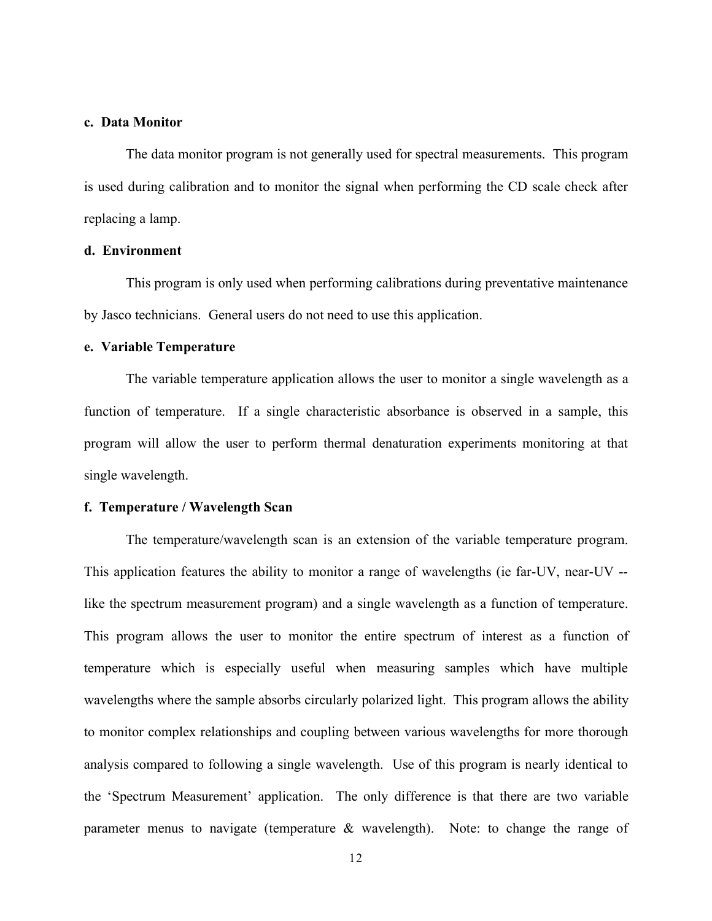#### c. Data Monitor

The data monitor program is not generally used for spectral measurements. This program is used during calibration and to monitor the signal when performing the CD scale check after replacing a lamp.

#### d. Environment

This program is only used when performing calibrations during preventative maintenance by Jasco technicians. General users do not need to use this application.

#### e. Variable Temperature

The variable temperature application allows the user to monitor a single wavelength as a function of temperature. If a single characteristic absorbance is observed in a sample, this program will allow the user to perform thermal denaturation experiments monitoring at that single wavelength.

#### f. Temperature / Wavelength Scan

The temperature/wavelength scan is an extension of the variable temperature program. This application features the ability to monitor a range of wavelengths (ie far-UV, near-UV -- like the spectrum measurement program) and a single wavelength as a function of temperature. This program allows the user to monitor the entire spectrum of interest as a function of temperature which is especially useful when measuring samples which have multiple wavelengths where the sample absorbs circularly polarized light. This program allows the ability to monitor complex relationships and coupling between various wavelengths for more thorough analysis compared to following a single wavelength. Use of this program is nearly identical to the 'Spectrum Measurement' application. The only difference is that there are two variable parameter menus to navigate (temperature & wavelength). Note: to change the range of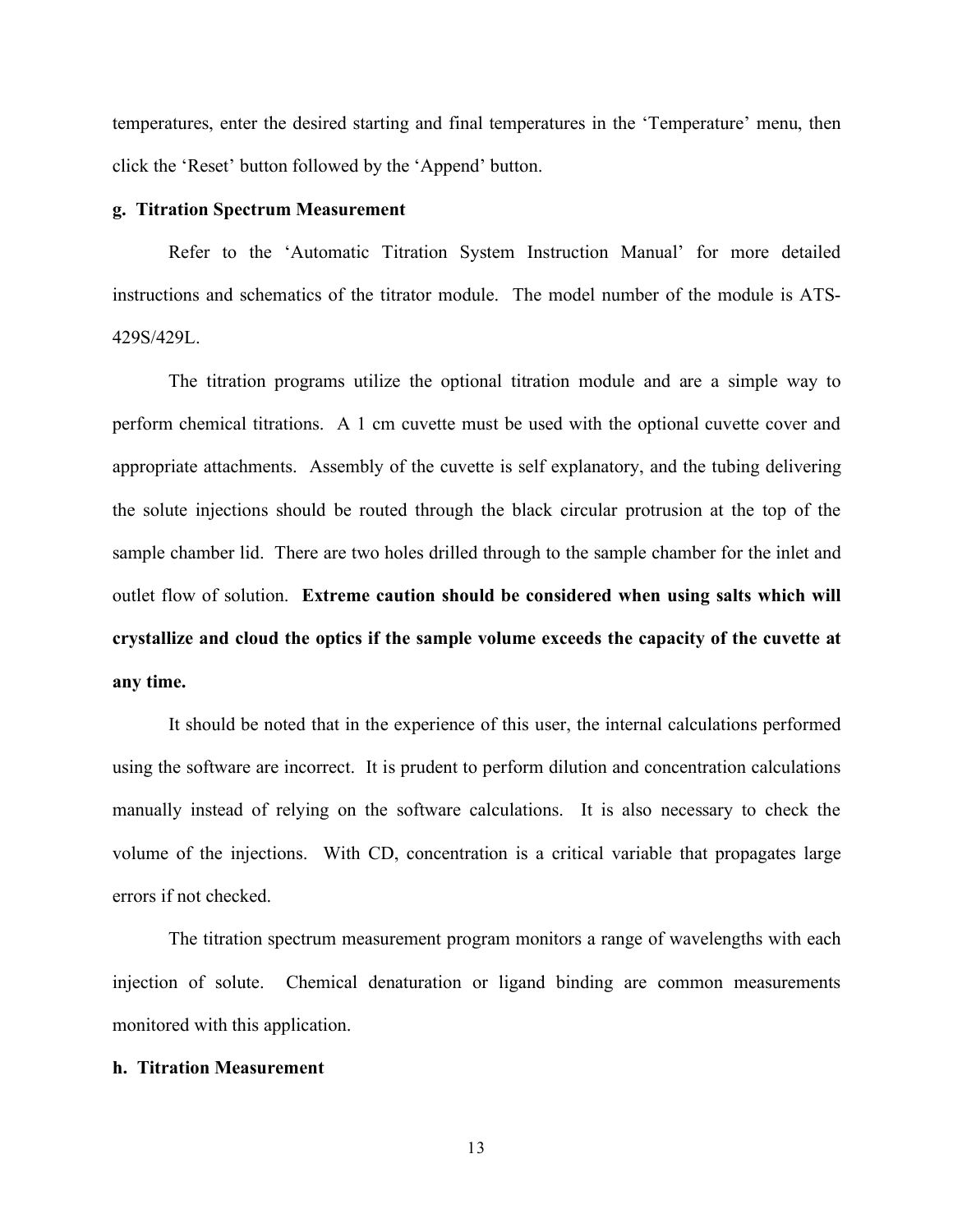temperatures, enter the desired starting and final temperatures in the 'Temperature' menu, then click the 'Reset' button followed by the 'Append' button.

**g. Titration Spectrum Measurement**

Refer to the 'Automatic Titration System Instruction Manual' for more detailed instructions and schematics of the titrator module. The model number of the module is ATS-429S/429L.

The titration programs utilize the optional titration module and are a simple way to perform chemical titrations. A 1 cm cuvette must be used with the optional cuvette cover and appropriate attachments. Assembly of the cuvette is self explanatory, and the tubing delivering the solute injections should be routed through the black circular protrusion at the top of the sample chamber lid. There are two holes drilled through to the sample chamber for the inlet and outlet flow of solution. **Extreme caution should be considered when using salts which will crystallize and cloud the optics if the sample volume exceeds the capacity of the cuvette at any time.**

It should be noted that in the experience of this user, the internal calculations performed using the software are incorrect. It is prudent to perform dilution and concentration calculations manually instead of relying on the software calculations. It is also necessary to check the volume of the injections. With CD, concentration is a critical variable that propagates large errors if not checked.

The titration spectrum measurement program monitors a range of wavelengths with each injection of solute. Chemical denaturation or ligand binding are common measurements monitored with this application.

**h. Titration Measurement**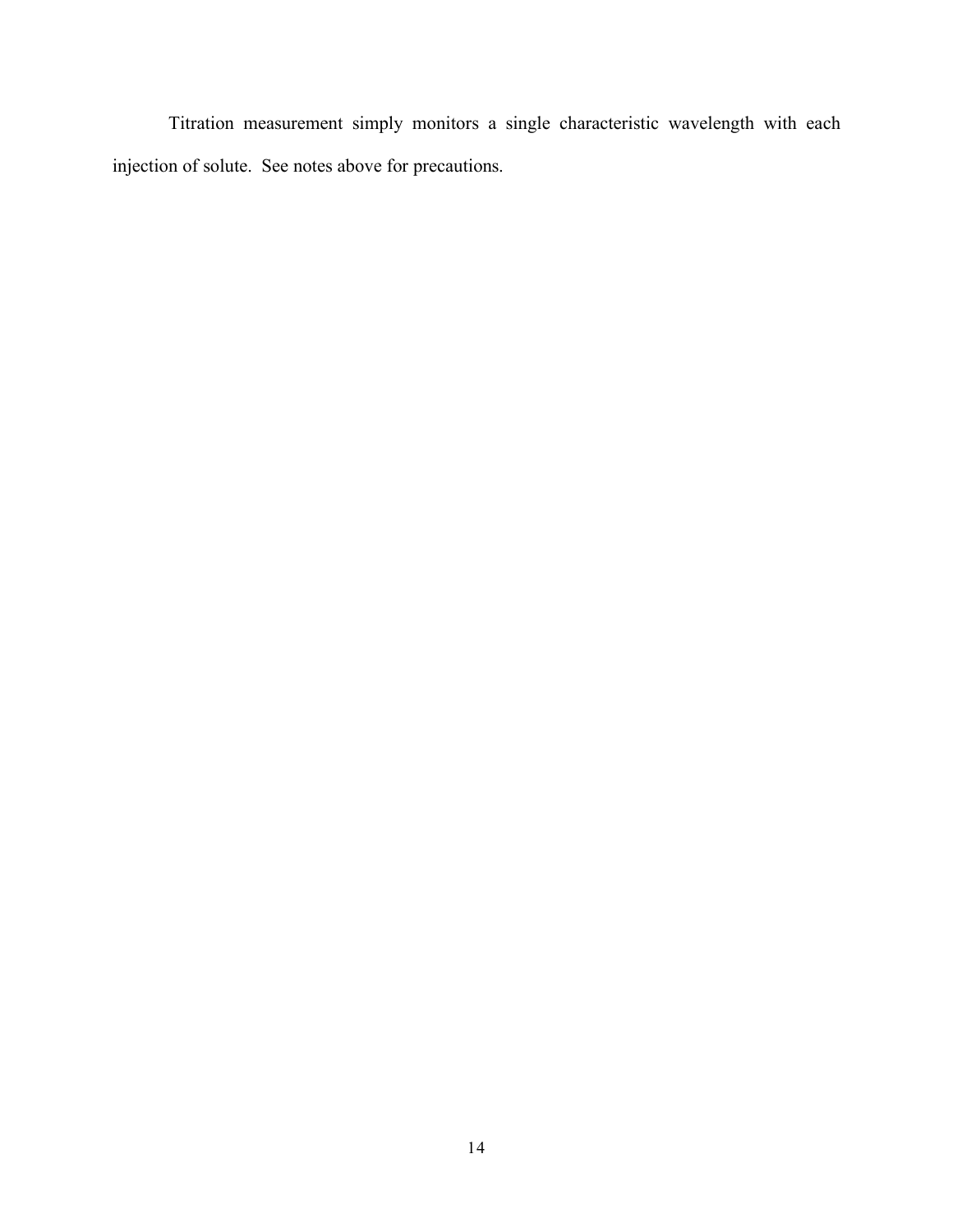Titration measurement simply monitors a single characteristic wavelength with each injection of solute. See notes above for precautions.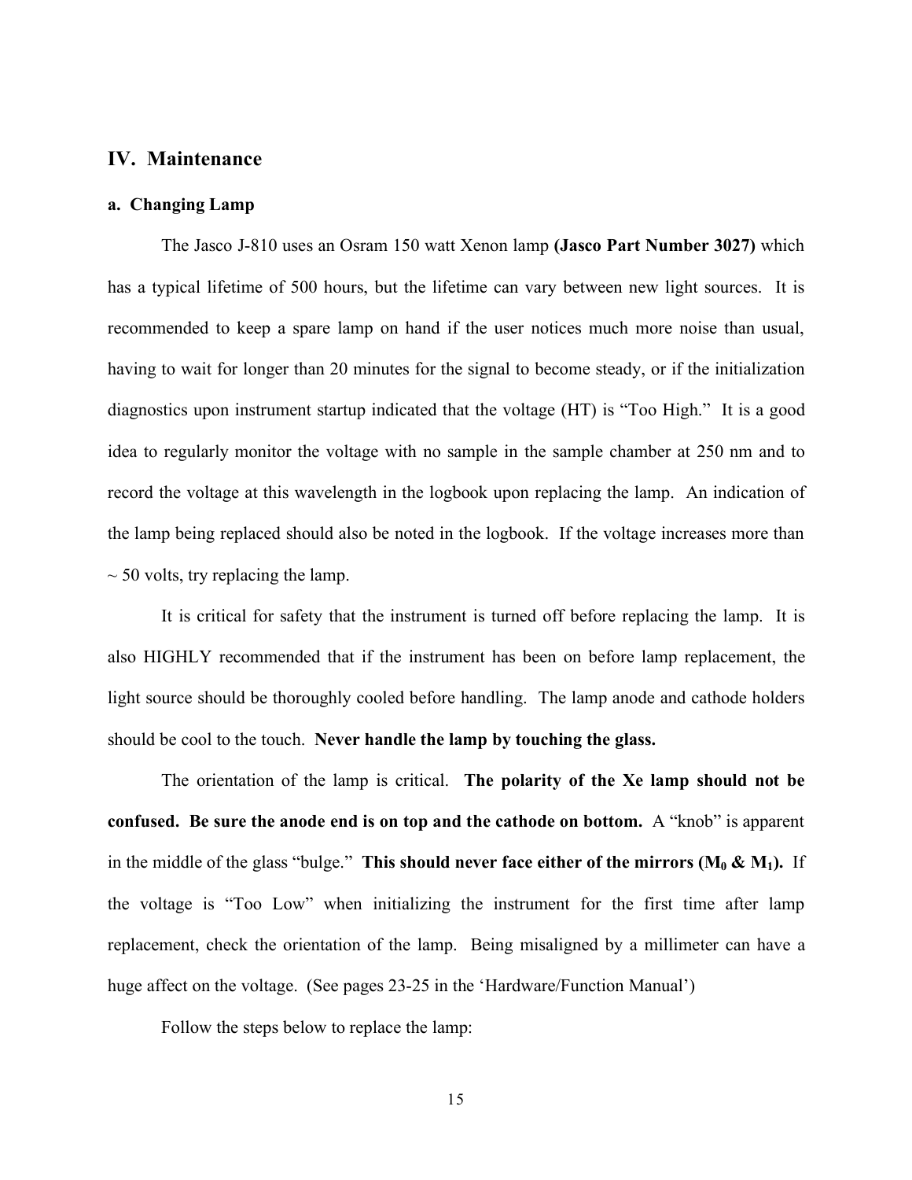## IV. Maintenance

### a. Changing Lamp

The Jasco J-810 uses an Osram 150 watt Xenon lamp **(Jasco Part Number 3027)** which has a typical lifetime of 500 hours, but the lifetime can vary between new light sources. It is recommended to keep a spare lamp on hand if the user notices much more noise than usual, having to wait for longer than 20 minutes for the signal to become steady, or if the initialization diagnostics upon instrument startup indicated that the voltage (HT) is "Too High." It is a good idea to regularly monitor the voltage with no sample in the sample chamber at 250 nm and to record the voltage at this wavelength in the logbook upon replacing the lamp. An indication of the lamp being replaced should also be noted in the logbook. If the voltage increases more than ~ 50 volts, try replacing the lamp.

It is critical for safety that the instrument is turned off before replacing the lamp. It is also HIGHLY recommended that if the instrument has been on before lamp replacement, the light source should be thoroughly cooled before handling. The lamp anode and cathode holders should be cool to the touch. **Never handle the lamp by touching the glass.**

The orientation of the lamp is critical. **The polarity of the Xe lamp should not be confused. Be sure the anode end is on top and the cathode on bottom.** A "knob" is apparent in the middle of the glass "bulge." **This should never face either of the mirrors ($M_0$ & $M_1$).** If the voltage is "Too Low" when initializing the instrument for the first time after lamp replacement, check the orientation of the lamp. Being misaligned by a millimeter can have a huge affect on the voltage. (See pages 23-25 in the 'Hardware/Function Manual')

Follow the steps below to replace the lamp: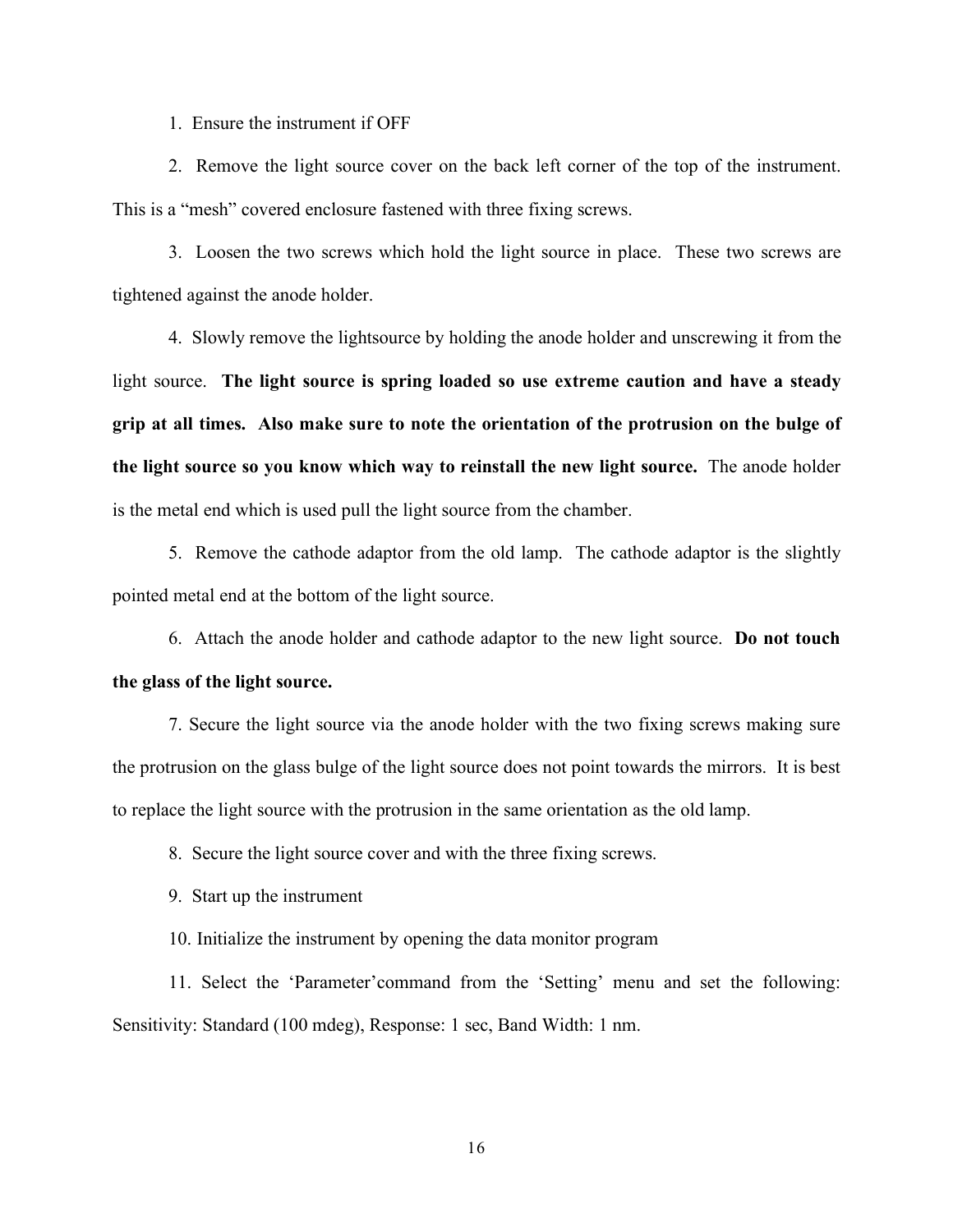1. Ensure the instrument if OFF

2. Remove the light source cover on the back left corner of the top of the instrument. This is a "mesh" covered enclosure fastened with three fixing screws.

3. Loosen the two screws which hold the light source in place. These two screws are tightened against the anode holder.

4. Slowly remove the lightsource by holding the anode holder and unscrewing it from the light source. **The light source is spring loaded so use extreme caution and have a steady grip at all times. Also make sure to note the orientation of the protrusion on the bulge of the light source so you know which way to reinstall the new light source.** The anode holder is the metal end which is used pull the light source from the chamber.

5. Remove the cathode adaptor from the old lamp. The cathode adaptor is the slightly pointed metal end at the bottom of the light source.

6. Attach the anode holder and cathode adaptor to the new light source. **Do not touch the glass of the light source.**

7. Secure the light source via the anode holder with the two fixing screws making sure the protrusion on the glass bulge of the light source does not point towards the mirrors. It is best to replace the light source with the protrusion in the same orientation as the old lamp.

8. Secure the light source cover and with the three fixing screws.

9. Start up the instrument

10. Initialize the instrument by opening the data monitor program

11. Select the 'Parameter'command from the 'Setting' menu and set the following: Sensitivity: Standard (100 mdeg), Response: 1 sec, Band Width: 1 nm.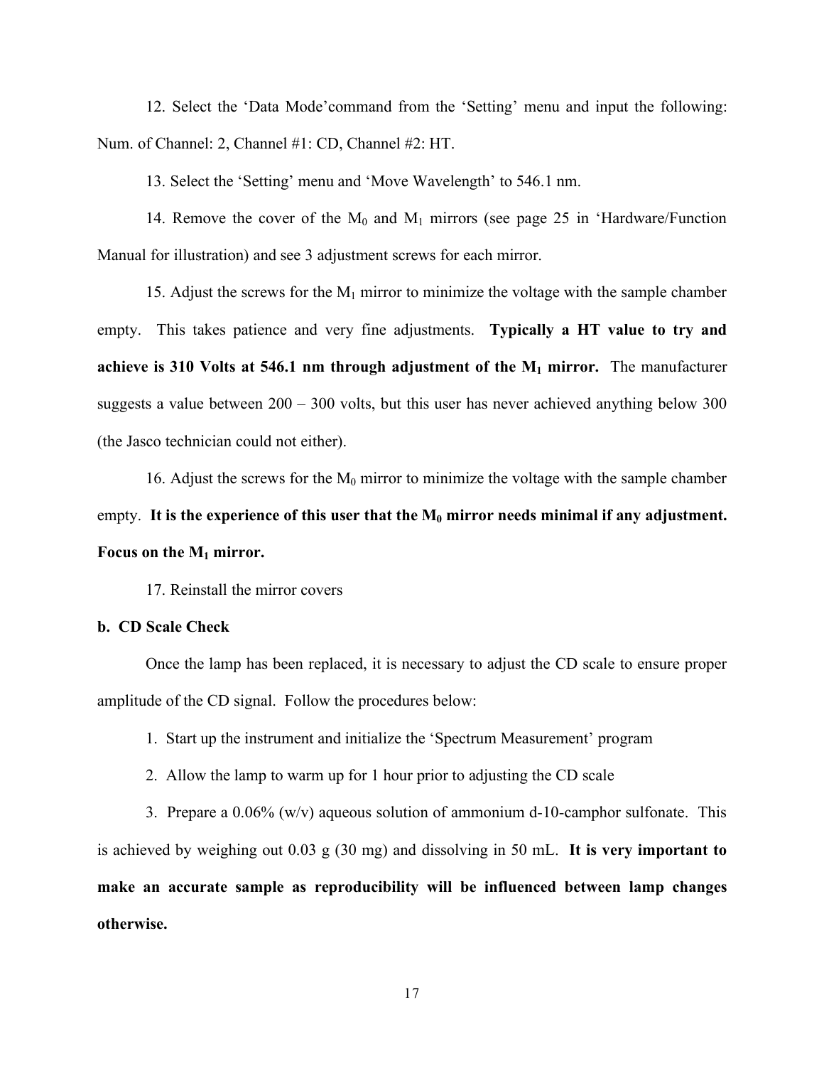12. Select the 'Data Mode'command from the 'Setting' menu and input the following: Num. of Channel: 2, Channel #1: CD, Channel #2: HT.

13. Select the 'Setting' menu and 'Move Wavelength' to 546.1 nm.

14. Remove the cover of the $M_0$ and $M_1$ mirrors (see page 25 in 'Hardware/Function Manual for illustration) and see 3 adjustment screws for each mirror.

15. Adjust the screws for the $M_1$ mirror to minimize the voltage with the sample chamber empty. This takes patience and very fine adjustments. **Typically a HT value to try and achieve is 310 Volts at 546.1 nm through adjustment of the $M_1$ mirror.** The manufacturer suggests a value between 200 – 300 volts, but this user has never achieved anything below 300 (the Jasco technician could not either).

16. Adjust the screws for the $M_0$ mirror to minimize the voltage with the sample chamber empty. **It is the experience of this user that the $M_0$ mirror needs minimal if any adjustment. Focus on the $M_1$ mirror.**

17. Reinstall the mirror covers

**b. CD Scale Check**

Once the lamp has been replaced, it is necessary to adjust the CD scale to ensure proper amplitude of the CD signal. Follow the procedures below:

1. Start up the instrument and initialize the 'Spectrum Measurement' program

2. Allow the lamp to warm up for 1 hour prior to adjusting the CD scale

3. Prepare a 0.06% (w/v) aqueous solution of ammonium d-10-camphor sulfonate. This is achieved by weighing out 0.03 g (30 mg) and dissolving in 50 mL. **It is very important to make an accurate sample as reproducibility will be influenced between lamp changes otherwise.**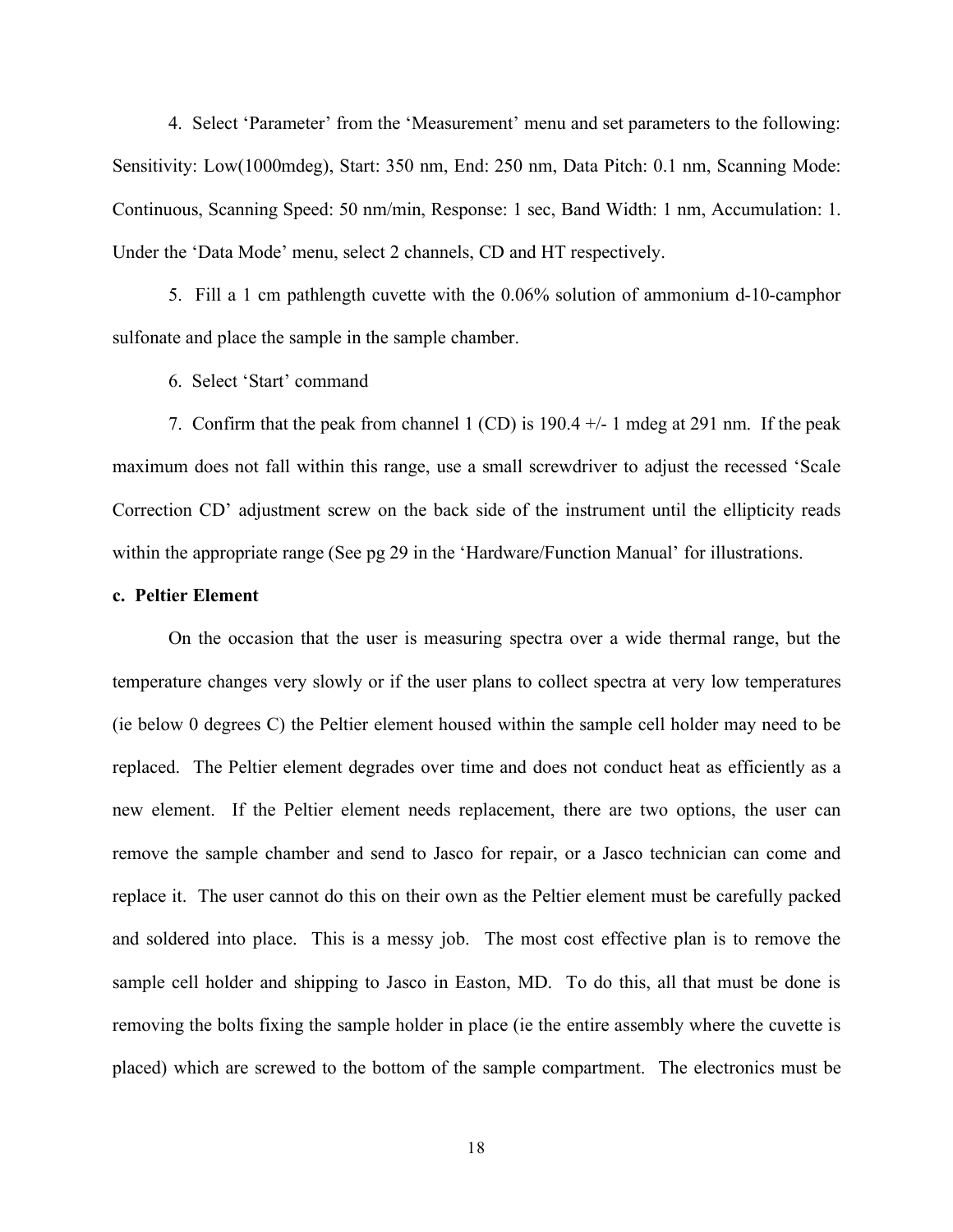4. Select 'Parameter' from the 'Measurement' menu and set parameters to the following: Sensitivity: Low(1000mdeg), Start: 350 nm, End: 250 nm, Data Pitch: 0.1 nm, Scanning Mode: Continuous, Scanning Speed: 50 nm/min, Response: 1 sec, Band Width: 1 nm, Accumulation: 1. Under the 'Data Mode' menu, select 2 channels, CD and HT respectively.

5. Fill a 1 cm pathlength cuvette with the 0.06% solution of ammonium d-10-camphor sulfonate and place the sample in the sample chamber.

6. Select 'Start' command

7. Confirm that the peak from channel 1 (CD) is 190.4 +/- 1 mdeg at 291 nm. If the peak maximum does not fall within this range, use a small screwdriver to adjust the recessed 'Scale Correction CD' adjustment screw on the back side of the instrument until the ellipticity reads within the appropriate range (See pg 29 in the 'Hardware/Function Manual' for illustrations.

**c. Peltier Element**

On the occasion that the user is measuring spectra over a wide thermal range, but the temperature changes very slowly or if the user plans to collect spectra at very low temperatures (ie below 0 degrees C) the Peltier element housed within the sample cell holder may need to be replaced. The Peltier element degrades over time and does not conduct heat as efficiently as a new element. If the Peltier element needs replacement, there are two options, the user can remove the sample chamber and send to Jasco for repair, or a Jasco technician can come and replace it. The user cannot do this on their own as the Peltier element must be carefully packed and soldered into place. This is a messy job. The most cost effective plan is to remove the sample cell holder and shipping to Jasco in Easton, MD. To do this, all that must be done is removing the bolts fixing the sample holder in place (ie the entire assembly where the cuvette is placed) which are screwed to the bottom of the sample compartment. The electronics must be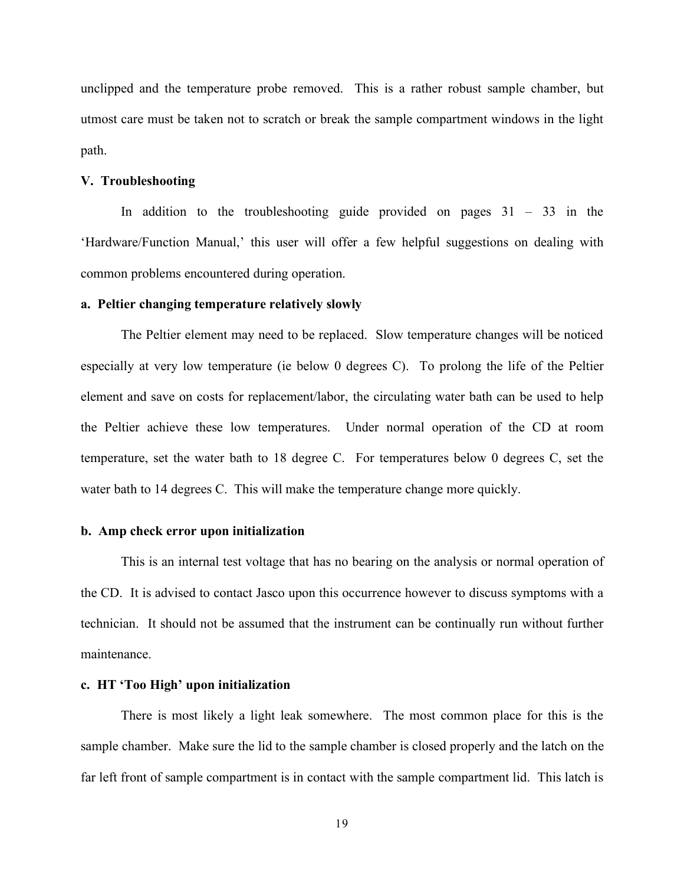unclipped and the temperature probe removed. This is a rather robust sample chamber, but utmost care must be taken not to scratch or break the sample compartment windows in the light path.

## V. Troubleshooting

In addition to the troubleshooting guide provided on pages 31 – 33 in the 'Hardware/Function Manual,' this user will offer a few helpful suggestions on dealing with common problems encountered during operation.

### a. Peltier changing temperature relatively slowly

The Peltier element may need to be replaced. Slow temperature changes will be noticed especially at very low temperature (ie below 0 degrees C). To prolong the life of the Peltier element and save on costs for replacement/labor, the circulating water bath can be used to help the Peltier achieve these low temperatures. Under normal operation of the CD at room temperature, set the water bath to 18 degree C. For temperatures below 0 degrees C, set the water bath to 14 degrees C. This will make the temperature change more quickly.

### b. Amp check error upon initialization

This is an internal test voltage that has no bearing on the analysis or normal operation of the CD. It is advised to contact Jasco upon this occurrence however to discuss symptoms with a technician. It should not be assumed that the instrument can be continually run without further maintenance.

### c. HT 'Too High' upon initialization

There is most likely a light leak somewhere. The most common place for this is the sample chamber. Make sure the lid to the sample chamber is closed properly and the latch on the far left front of sample compartment is in contact with the sample compartment lid. This latch is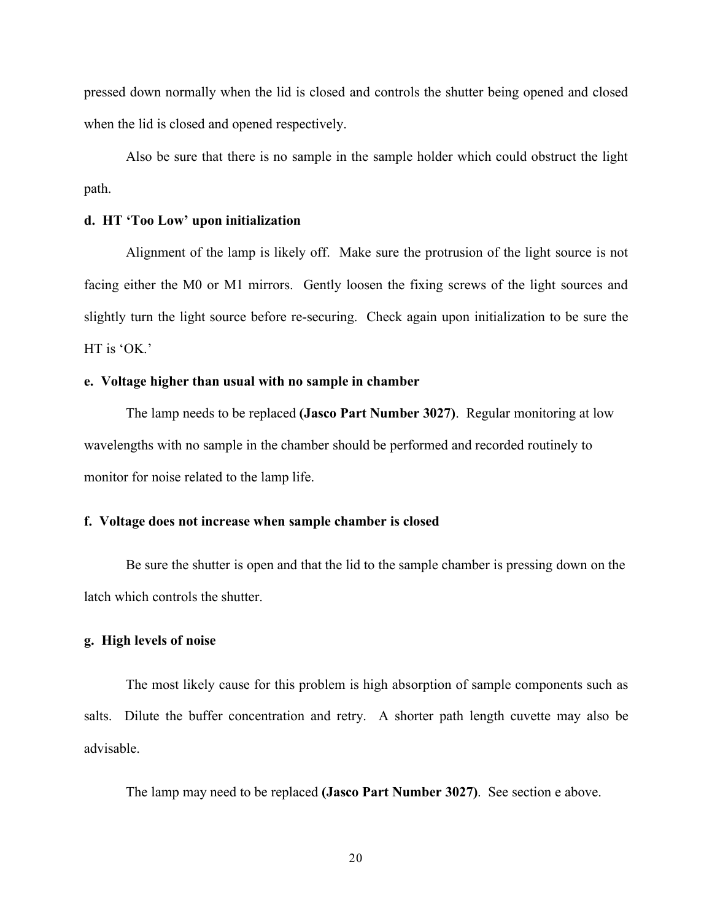pressed down normally when the lid is closed and controls the shutter being opened and closed when the lid is closed and opened respectively.

Also be sure that there is no sample in the sample holder which could obstruct the light path.

**d. HT 'Too Low' upon initialization**

Alignment of the lamp is likely off. Make sure the protrusion of the light source is not facing either the M0 or M1 mirrors. Gently loosen the fixing screws of the light sources and slightly turn the light source before re-securing. Check again upon initialization to be sure the HT is 'OK.'

**e. Voltage higher than usual with no sample in chamber**

The lamp needs to be replaced **(Jasco Part Number 3027)**. Regular monitoring at low wavelengths with no sample in the chamber should be performed and recorded routinely to monitor for noise related to the lamp life.

**f. Voltage does not increase when sample chamber is closed**

Be sure the shutter is open and that the lid to the sample chamber is pressing down on the latch which controls the shutter.

**g. High levels of noise**

The most likely cause for this problem is high absorption of sample components such as salts. Dilute the buffer concentration and retry. A shorter path length cuvette may also be advisable.

The lamp may need to be replaced **(Jasco Part Number 3027)**. See section e above.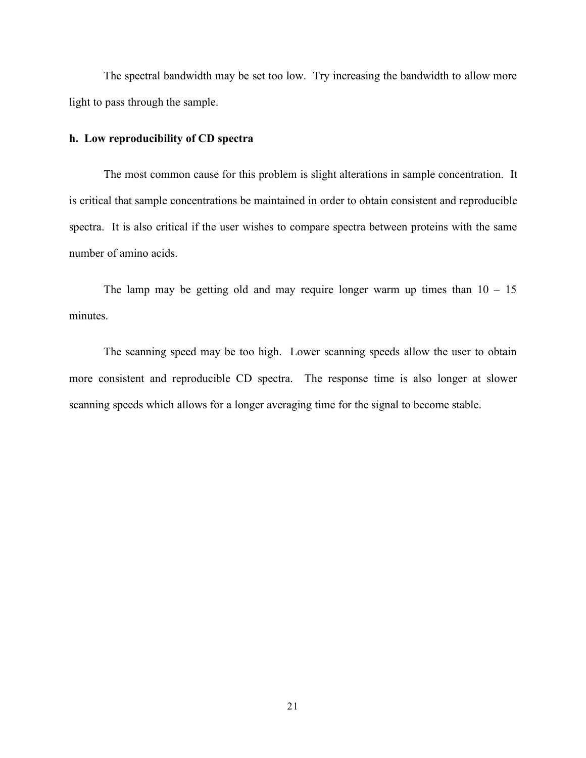The spectral bandwidth may be set too low. Try increasing the bandwidth to allow more light to pass through the sample.

**h. Low reproducibility of CD spectra**

The most common cause for this problem is slight alterations in sample concentration. It is critical that sample concentrations be maintained in order to obtain consistent and reproducible spectra. It is also critical if the user wishes to compare spectra between proteins with the same number of amino acids.

The lamp may be getting old and may require longer warm up times than 10 – 15 minutes.

The scanning speed may be too high. Lower scanning speeds allow the user to obtain more consistent and reproducible CD spectra. The response time is also longer at slower scanning speeds which allows for a longer averaging time for the signal to become stable.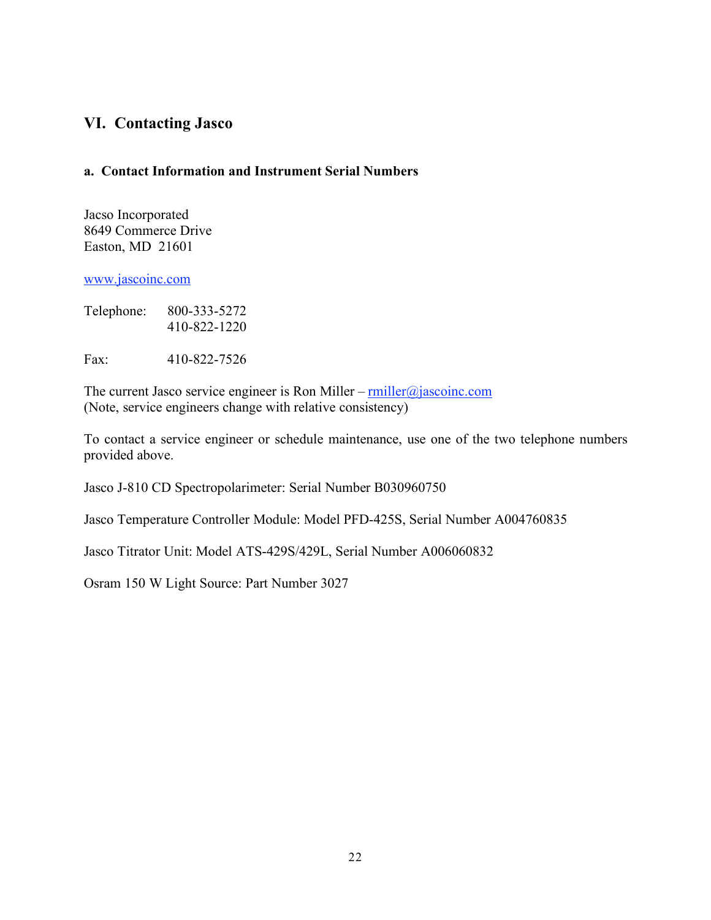## VI. Contacting Jasco

### a. Contact Information and Instrument Serial Numbers

Jacso Incorporated
8649 Commerce Drive
Easton, MD 21601

www.jascoinc.com

Telephone: 800-333-5272
410-822-1220

Fax: 410-822-7526

The current Jasco service engineer is Ron Miller – rmiller@jascoinc.com
(Note, service engineers change with relative consistency)

To contact a service engineer or schedule maintenance, use one of the two telephone numbers provided above.

Jasco J-810 CD Spectropolarimeter: Serial Number B030960750

Jasco Temperature Controller Module: Model PFD-425S, Serial Number A004760835

Jasco Titrator Unit: Model ATS-429S/429L, Serial Number A006060832

Osram 150 W Light Source: Part Number 3027